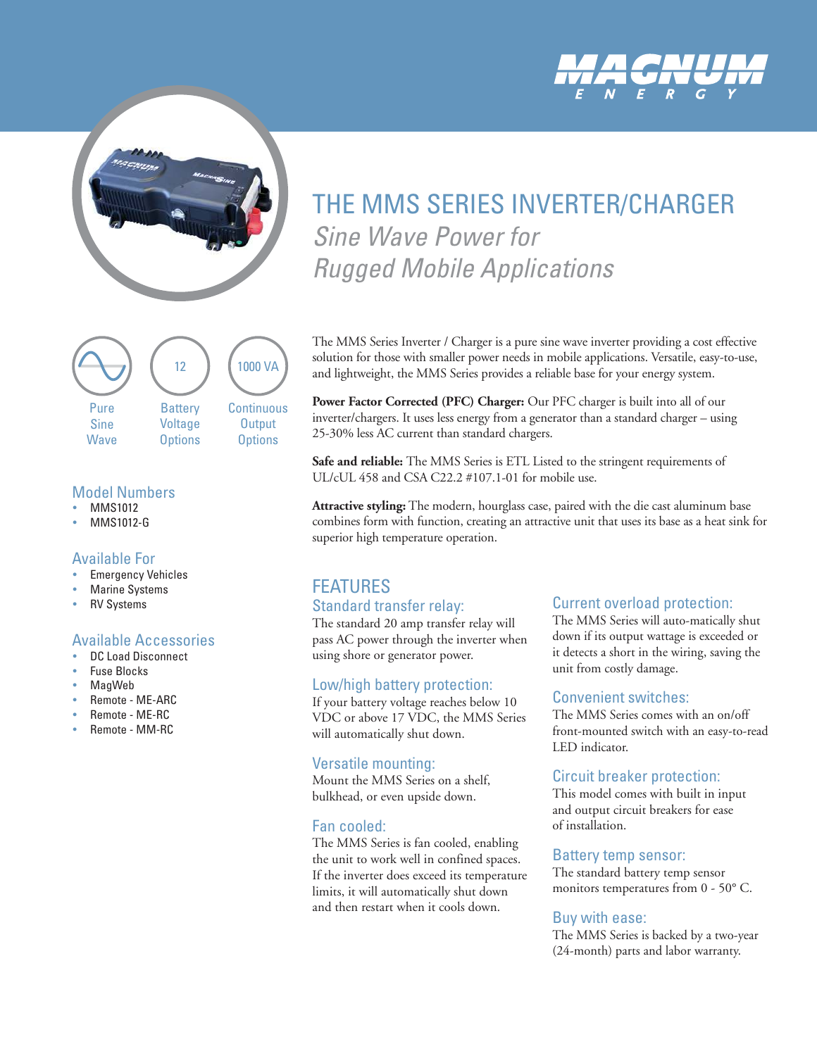# THE MMS SERIES INVERTER/CHARGER

## *Sine Wave Power for Rugged Mobile Applications*

Pure Sine Wave

12 Battery Voltage Options

1000 VA Continuous Output Options

### Model Numbers

- MMS1012
- MMS1012-G

### Available For

- Emergency Vehicles
- Marine Systems
- RV Systems

### Available Accessories

- DC Load Disconnect
- Fuse Blocks
- MagWeb
- Remote - ME-ARC
- Remote - ME-RC
- Remote - MM-RC

The MMS Series Inverter / Charger is a pure sine wave inverter providing a cost effective solution for those with smaller power needs in mobile applications. Versatile, easy-to-use, and lightweight, the MMS Series provides a reliable base for your energy system.

**Power Factor Corrected (PFC) Charger:** Our PFC charger is built into all of our inverter/chargers. It uses less energy from a generator than a standard charger – using 25-30% less AC current than standard chargers.

**Safe and reliable:** The MMS Series is ETL Listed to the stringent requirements of UL/cUL 458 and CSA C22.2 #107.1-01 for mobile use.

**Attractive styling:** The modern, hourglass case, paired with the die cast aluminum base combines form with function, creating an attractive unit that uses its base as a heat sink for superior high temperature operation.

## FEATURES

### Standard transfer relay:

The standard 20 amp transfer relay will pass AC power through the inverter when using shore or generator power.

### Low/high battery protection:

If your battery voltage reaches below 10 VDC or above 17 VDC, the MMS Series will automatically shut down.

### Versatile mounting:

Mount the MMS Series on a shelf, bulkhead, or even upside down.

### Fan cooled:

The MMS Series is fan cooled, enabling the unit to work well in confined spaces. If the inverter does exceed its temperature limits, it will automatically shut down and then restart when it cools down.

### Current overload protection:

The MMS Series will auto-matically shut down if its output wattage is exceeded or it detects a short in the wiring, saving the unit from costly damage.

### Convenient switches:

The MMS Series comes with an on/off front-mounted switch with an easy-to-read LED indicator.

### Circuit breaker protection:

This model comes with built in input and output circuit breakers for ease of installation.

### Battery temp sensor:

The standard battery temp sensor monitors temperatures from 0 - 50° C.

### Buy with ease:

The MMS Series is backed by a two-year (24-month) parts and labor warranty.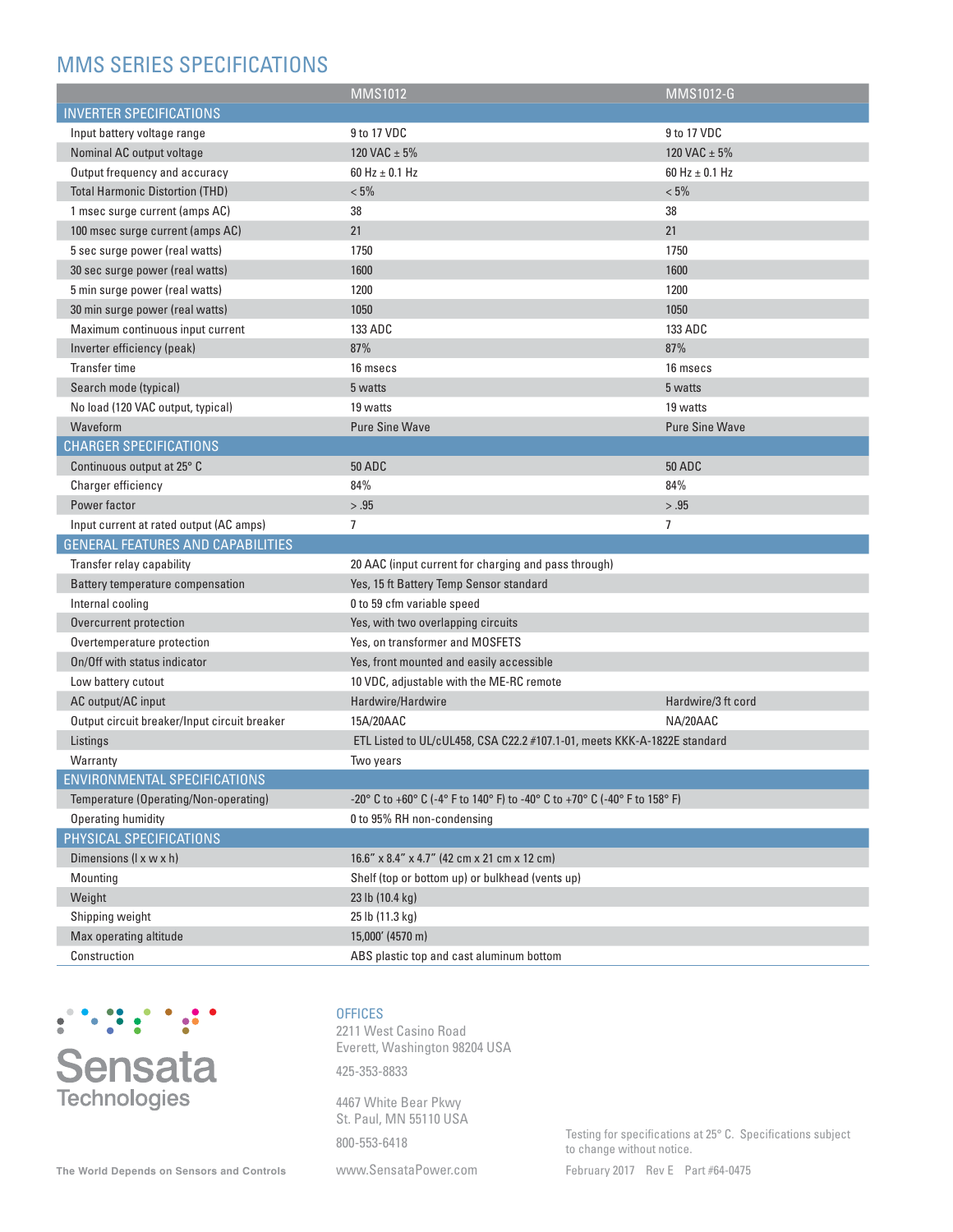# MMS SERIES SPECIFICATIONS

| | MMS1012 | MMS1012-G |
|---|---|---|
| **INVERTER SPECIFICATIONS** | | |
| Input battery voltage range | 9 to 17 VDC | 9 to 17 VDC |
| Nominal AC output voltage | 120 VAC ± 5% | 120 VAC ± 5% |
| Output frequency and accuracy | 60 Hz ± 0.1 Hz | 60 Hz ± 0.1 Hz |
| Total Harmonic Distortion (THD) | < 5% | < 5% |
| 1 msec surge current (amps AC) | 38 | 38 |
| 100 msec surge current (amps AC) | 21 | 21 |
| 5 sec surge power (real watts) | 1750 | 1750 |
| 30 sec surge power (real watts) | 1600 | 1600 |
| 5 min surge power (real watts) | 1200 | 1200 |
| 30 min surge power (real watts) | 1050 | 1050 |
| Maximum continuous input current | 133 ADC | 133 ADC |
| Inverter efficiency (peak) | 87% | 87% |
| Transfer time | 16 msecs | 16 msecs |
| Search mode (typical) | 5 watts | 5 watts |
| No load (120 VAC output, typical) | 19 watts | 19 watts |
| Waveform | Pure Sine Wave | Pure Sine Wave |
| **CHARGER SPECIFICATIONS** | | |
| Continuous output at 25° C | 50 ADC | 50 ADC |
| Charger efficiency | 84% | 84% |
| Power factor | > .95 | > .95 |
| Input current at rated output (AC amps) | 7 | 7 |
| **GENERAL FEATURES AND CAPABILITIES** | | |
| Transfer relay capability | 20 AAC (input current for charging and pass through) | |
| Battery temperature compensation | Yes, 15 ft Battery Temp Sensor standard | |
| Internal cooling | 0 to 59 cfm variable speed | |
| Overcurrent protection | Yes, with two overlapping circuits | |
| Overtemperature protection | Yes, on transformer and MOSFETS | |
| On/Off with status indicator | Yes, front mounted and easily accessible | |
| Low battery cutout | 10 VDC, adjustable with the ME-RC remote | |
| AC output/AC input | Hardwire/Hardwire | Hardwire/3 ft cord |
| Output circuit breaker/Input circuit breaker | 15A/20AAC | NA/20AAC |
| Listings | ETL Listed to UL/cUL458, CSA C22.2 #107.1-01, meets KKK-A-1822E standard | |
| Warranty | Two years | |
| **ENVIRONMENTAL SPECIFICATIONS** | | |
| Temperature (Operating/Non-operating) | -20° C to +60° C (-4° F to 140° F) to -40° C to +70° C (-40° F to 158° F) | |
| Operating humidity | 0 to 95% RH non-condensing | |
| **PHYSICAL SPECIFICATIONS** | | |
| Dimensions (l x w x h) | 16.6" x 8.4" x 4.7" (42 cm x 21 cm x 12 cm) | |
| Mounting | Shelf (top or bottom up) or bulkhead (vents up) | |
| Weight | 23 lb (10.4 kg) | |
| Shipping weight | 25 lb (11.3 kg) | |
| Max operating altitude | 15,000' (4570 m) | |
| Construction | ABS plastic top and cast aluminum bottom | |

Sensata Technologies

The World Depends on Sensors and Controls

OFFICES

2211 West Casino Road
Everett, Washington 98204 USA

425-353-8833

4467 White Bear Pkwy
St. Paul, MN 55110 USA

800-553-6418

www.SensataPower.com

Testing for specifications at 25° C. Specifications subject to change without notice.

February 2017 Rev E Part #64-0475